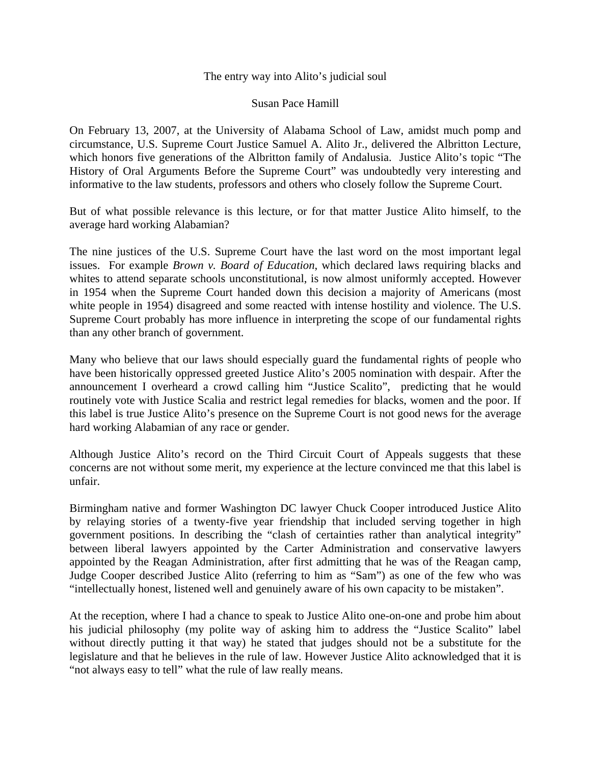# The entry way into Alito's judicial soul

Susan Pace Hamill

On February 13, 2007, at the University of Alabama School of Law, amidst much pomp and circumstance, U.S. Supreme Court Justice Samuel A. Alito Jr., delivered the Albritton Lecture, which honors five generations of the Albritton family of Andalusia. Justice Alito's topic "The History of Oral Arguments Before the Supreme Court" was undoubtedly very interesting and informative to the law students, professors and others who closely follow the Supreme Court.

But of what possible relevance is this lecture, or for that matter Justice Alito himself, to the average hard working Alabamian?

The nine justices of the U.S. Supreme Court have the last word on the most important legal issues. For example *Brown v. Board of Education*, which declared laws requiring blacks and whites to attend separate schools unconstitutional, is now almost uniformly accepted. However in 1954 when the Supreme Court handed down this decision a majority of Americans (most white people in 1954) disagreed and some reacted with intense hostility and violence. The U.S. Supreme Court probably has more influence in interpreting the scope of our fundamental rights than any other branch of government.

Many who believe that our laws should especially guard the fundamental rights of people who have been historically oppressed greeted Justice Alito's 2005 nomination with despair. After the announcement I overheard a crowd calling him "Justice Scalito", predicting that he would routinely vote with Justice Scalia and restrict legal remedies for blacks, women and the poor. If this label is true Justice Alito's presence on the Supreme Court is not good news for the average hard working Alabamian of any race or gender.

Although Justice Alito's record on the Third Circuit Court of Appeals suggests that these concerns are not without some merit, my experience at the lecture convinced me that this label is unfair.

Birmingham native and former Washington DC lawyer Chuck Cooper introduced Justice Alito by relaying stories of a twenty-five year friendship that included serving together in high government positions. In describing the "clash of certainties rather than analytical integrity" between liberal lawyers appointed by the Carter Administration and conservative lawyers appointed by the Reagan Administration, after first admitting that he was of the Reagan camp, Judge Cooper described Justice Alito (referring to him as "Sam") as one of the few who was "intellectually honest, listened well and genuinely aware of his own capacity to be mistaken".

At the reception, where I had a chance to speak to Justice Alito one-on-one and probe him about his judicial philosophy (my polite way of asking him to address the "Justice Scalito" label without directly putting it that way) he stated that judges should not be a substitute for the legislature and that he believes in the rule of law. However Justice Alito acknowledged that it is "not always easy to tell" what the rule of law really means.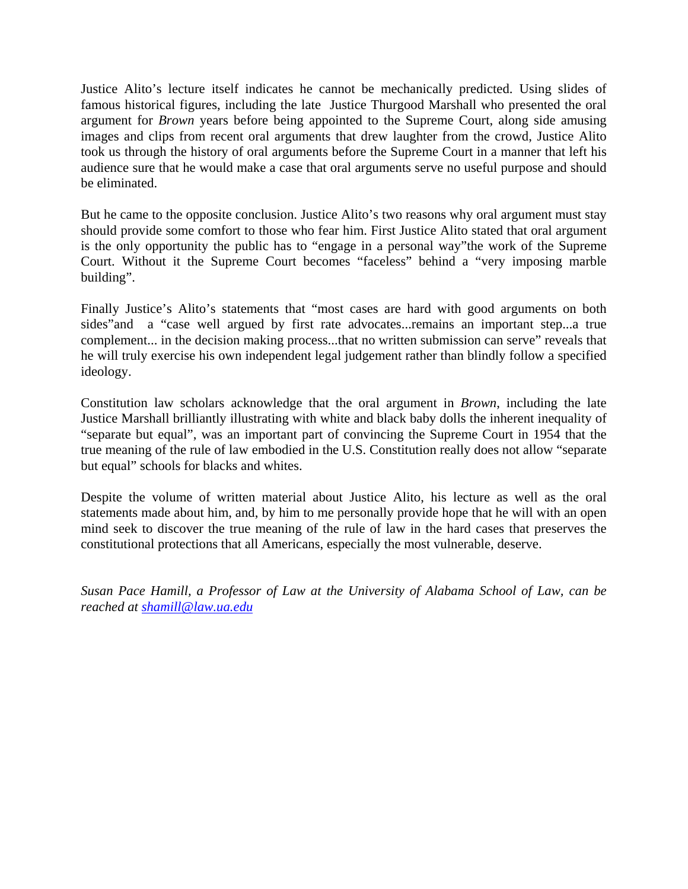Justice Alito's lecture itself indicates he cannot be mechanically predicted. Using slides of famous historical figures, including the late Justice Thurgood Marshall who presented the oral argument for *Brown* years before being appointed to the Supreme Court, along side amusing images and clips from recent oral arguments that drew laughter from the crowd, Justice Alito took us through the history of oral arguments before the Supreme Court in a manner that left his audience sure that he would make a case that oral arguments serve no useful purpose and should be eliminated.

But he came to the opposite conclusion. Justice Alito's two reasons why oral argument must stay should provide some comfort to those who fear him. First Justice Alito stated that oral argument is the only opportunity the public has to "engage in a personal way"the work of the Supreme Court. Without it the Supreme Court becomes "faceless" behind a "very imposing marble building".

Finally Justice's Alito's statements that "most cases are hard with good arguments on both sides"and a "case well argued by first rate advocates...remains an important step...a true complement... in the decision making process...that no written submission can serve" reveals that he will truly exercise his own independent legal judgement rather than blindly follow a specified ideology.

Constitution law scholars acknowledge that the oral argument in *Brown*, including the late Justice Marshall brilliantly illustrating with white and black baby dolls the inherent inequality of "separate but equal", was an important part of convincing the Supreme Court in 1954 that the true meaning of the rule of law embodied in the U.S. Constitution really does not allow "separate but equal" schools for blacks and whites.

Despite the volume of written material about Justice Alito, his lecture as well as the oral statements made about him, and, by him to me personally provide hope that he will with an open mind seek to discover the true meaning of the rule of law in the hard cases that preserves the constitutional protections that all Americans, especially the most vulnerable, deserve.

*Susan Pace Hamill, a Professor of Law at the University of Alabama School of Law, can be reached at shamill@law.ua.edu*